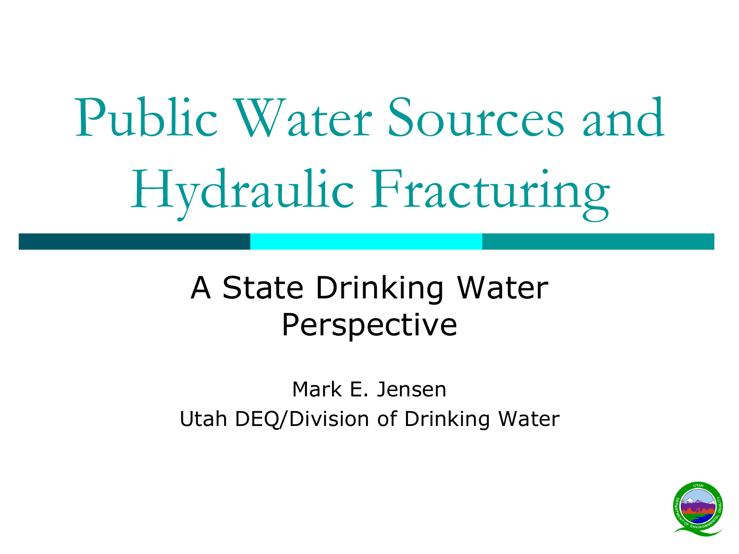# Public Water Sources and Hydraulic Fracturing

## A State Drinking Water Perspective

Mark E. Jensen
Utah DEQ/Division of Drinking Water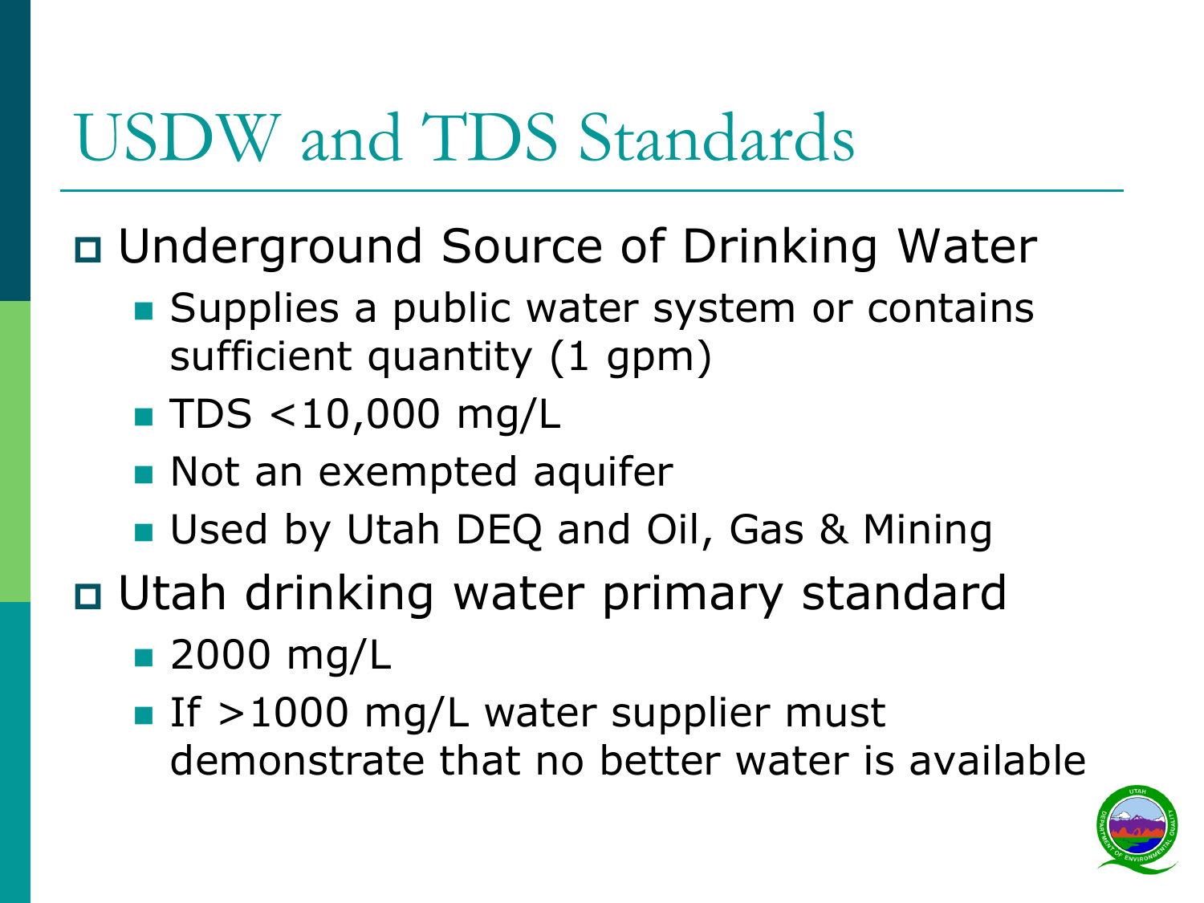# USDW and TDS Standards

- Underground Source of Drinking Water
  - Supplies a public water system or contains sufficient quantity (1 gpm)
  - TDS <10,000 mg/L
  - Not an exempted aquifer
  - Used by Utah DEQ and Oil, Gas & Mining
- Utah drinking water primary standard
  - 2000 mg/L
  - If >1000 mg/L water supplier must demonstrate that no better water is available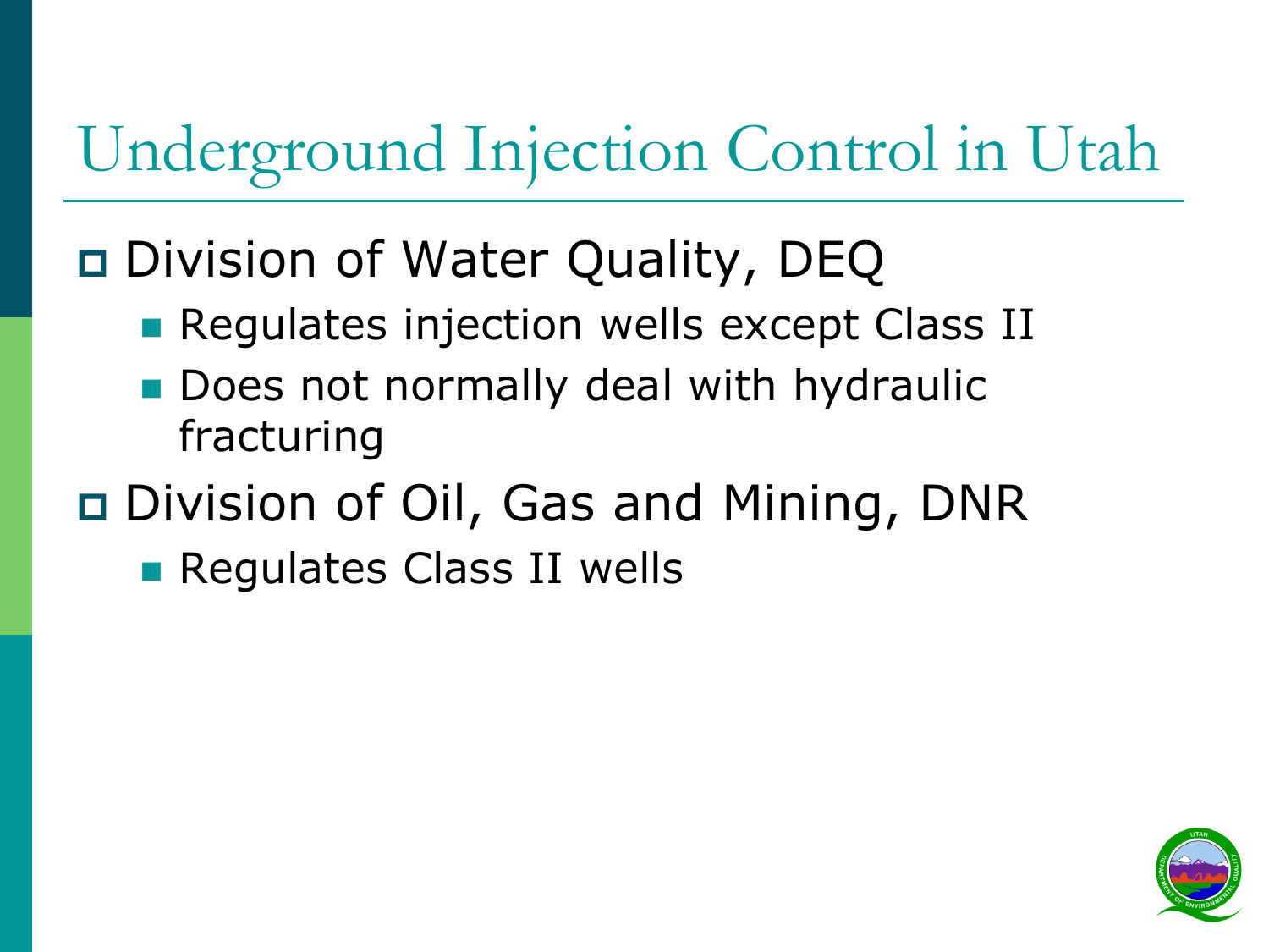# Underground Injection Control in Utah

- Division of Water Quality, DEQ
  - Regulates injection wells except Class II
  - Does not normally deal with hydraulic fracturing
- Division of Oil, Gas and Mining, DNR
  - Regulates Class II wells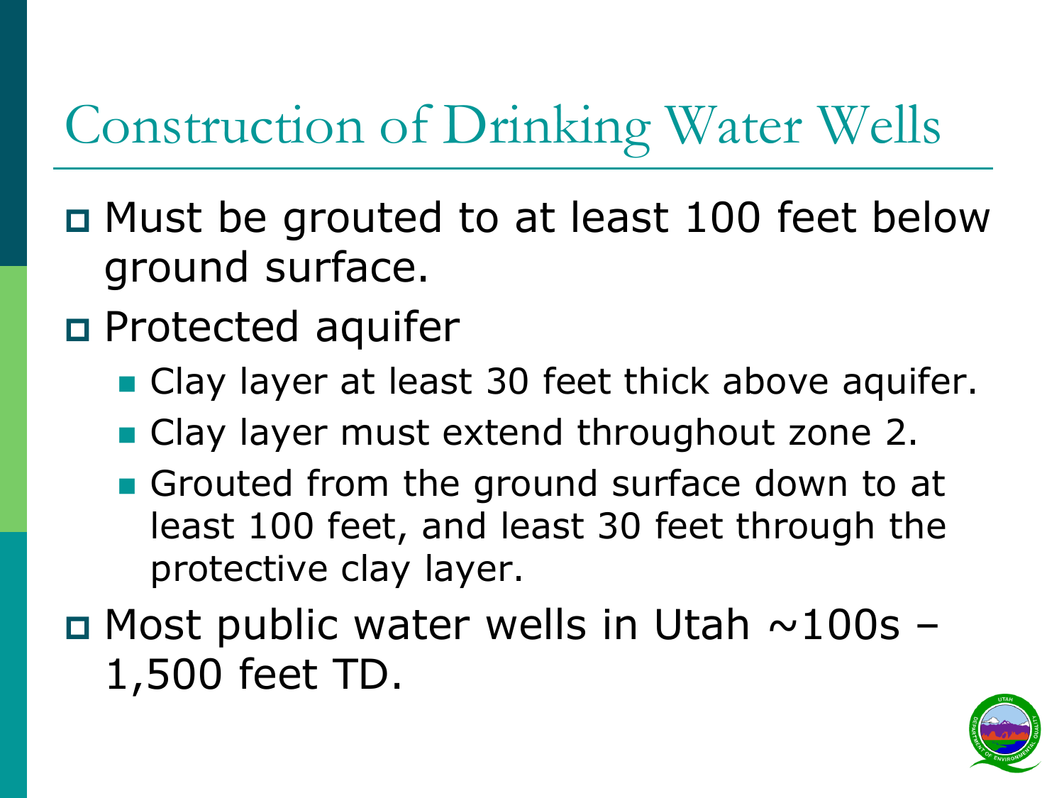# Construction of Drinking Water Wells

- Must be grouted to at least 100 feet below ground surface.
- Protected aquifer
  - Clay layer at least 30 feet thick above aquifer.
  - Clay layer must extend throughout zone 2.
  - Grouted from the ground surface down to at least 100 feet, and least 30 feet through the protective clay layer.
- Most public water wells in Utah ~100s – 1,500 feet TD.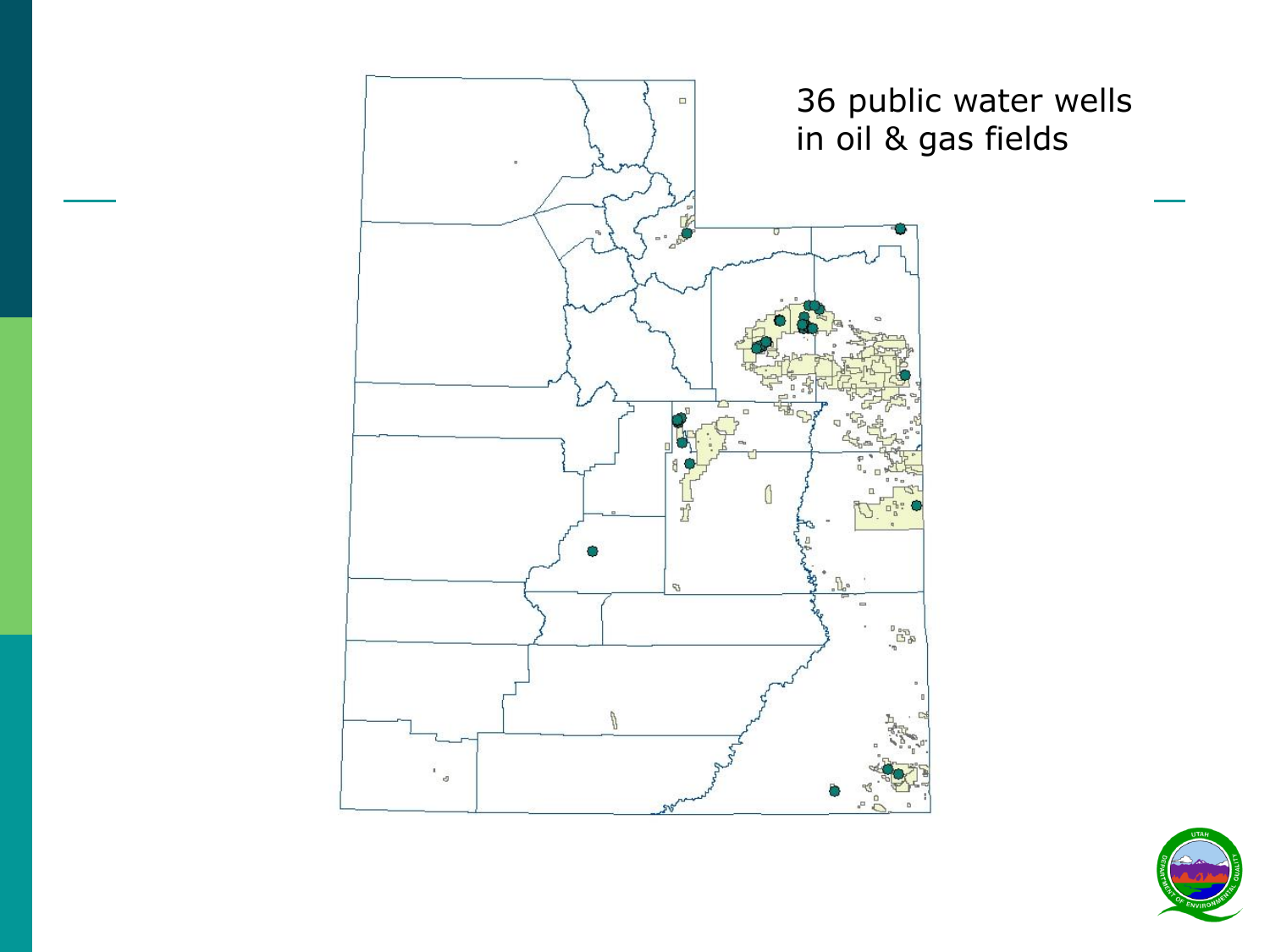36 public water wells in oil & gas fields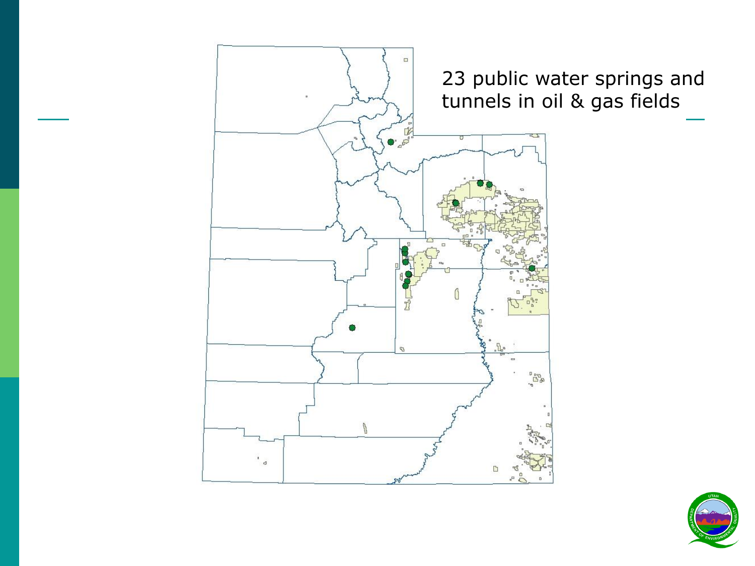23 public water springs and tunnels in oil & gas fields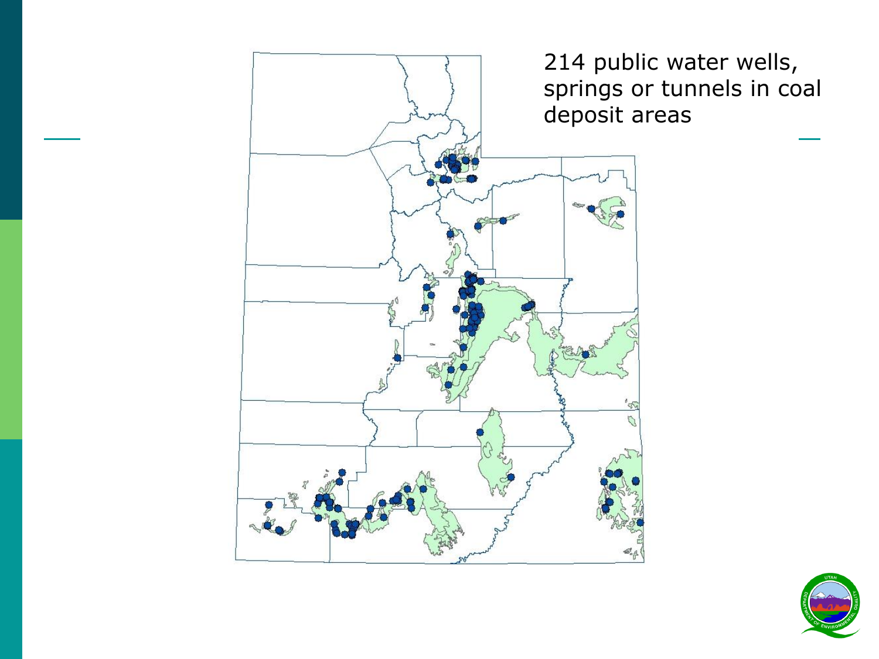214 public water wells, springs or tunnels in coal deposit areas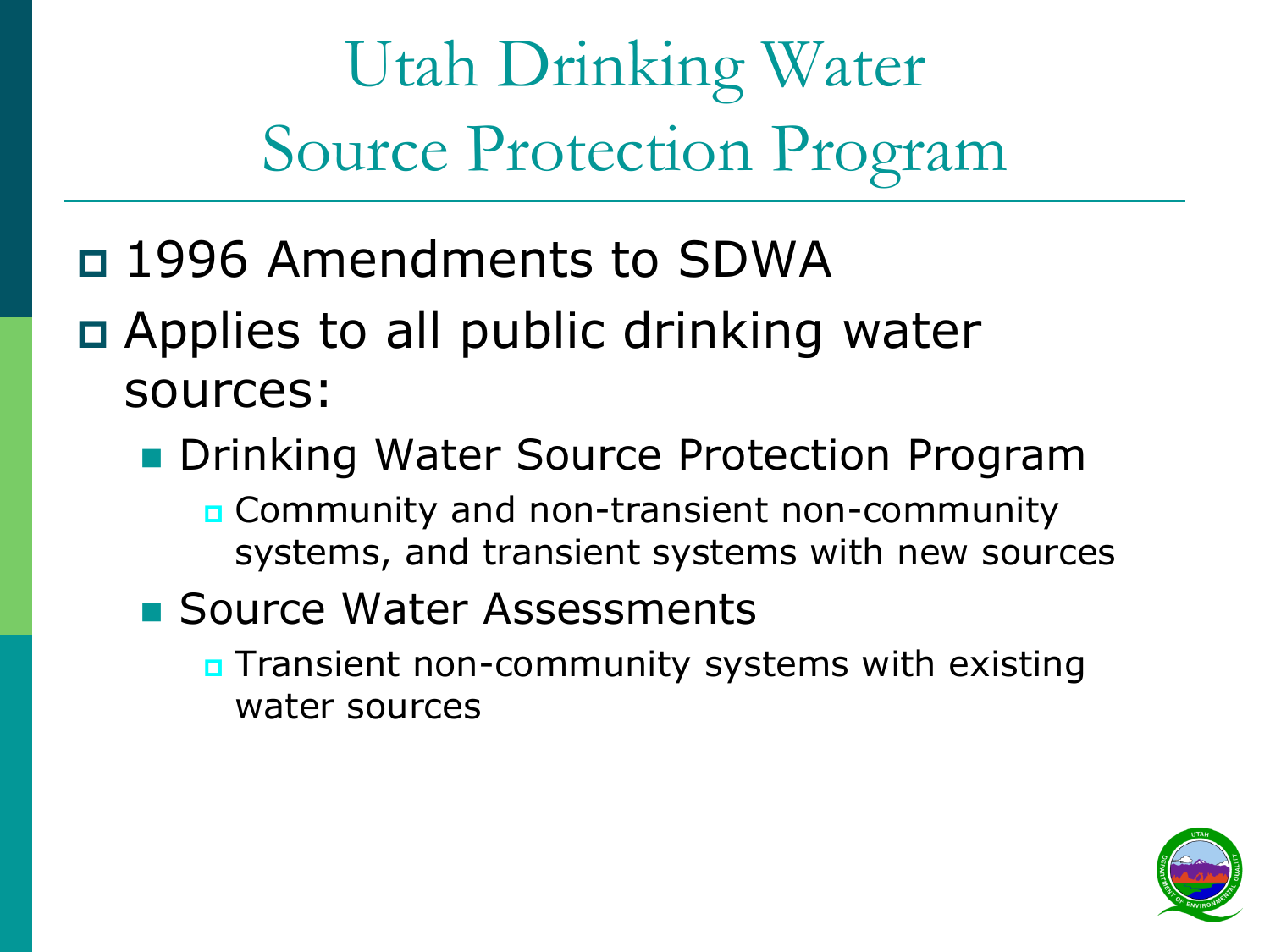# Utah Drinking Water Source Protection Program

- 1996 Amendments to SDWA
- Applies to all public drinking water sources:
  - Drinking Water Source Protection Program
    - Community and non-transient non-community systems, and transient systems with new sources
  - Source Water Assessments
    - Transient non-community systems with existing water sources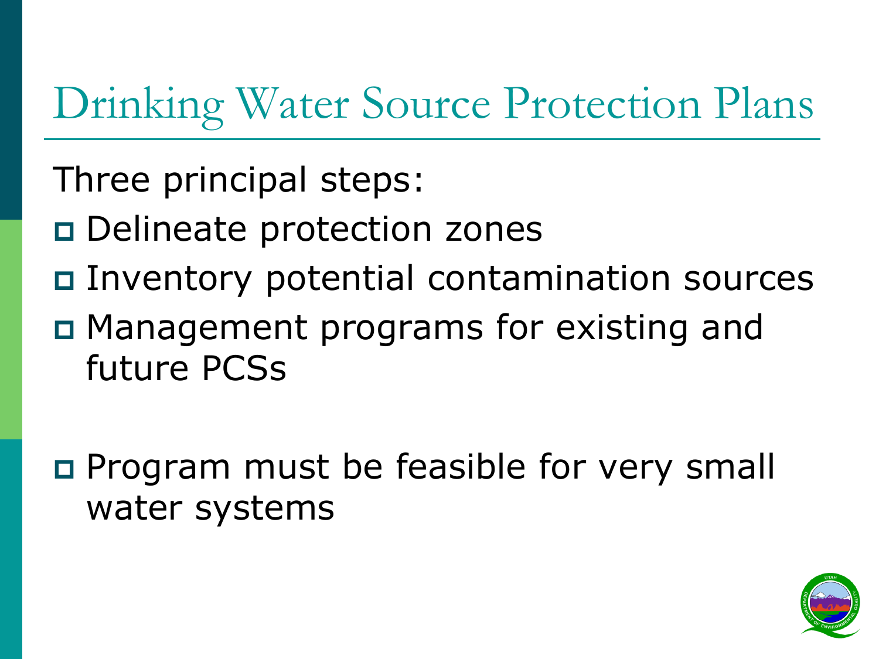# Drinking Water Source Protection Plans

Three principal steps:

- Delineate protection zones
- Inventory potential contamination sources
- Management programs for existing and future PCSs

- Program must be feasible for very small water systems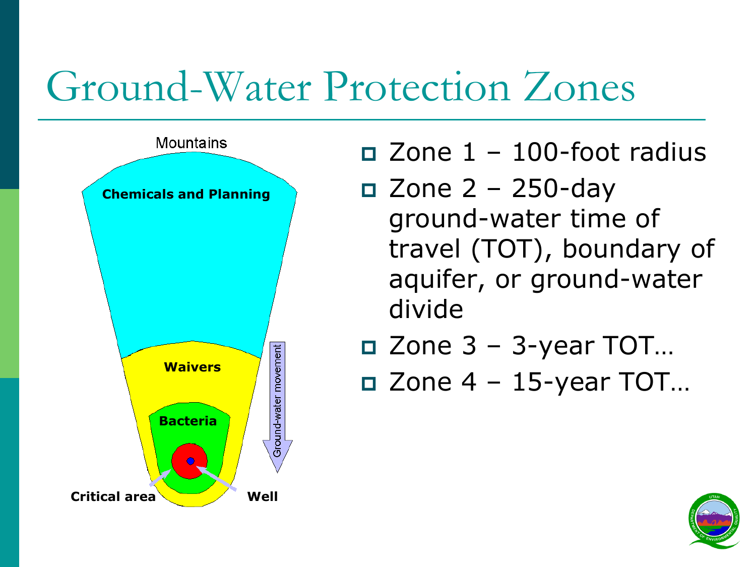# Ground-Water Protection Zones

Mountains

Chemicals and Planning

Waivers

Bacteria

Ground-water movement

Critical area

Well

- Zone 1 – 100-foot radius
- Zone 2 – 250-day ground-water time of travel (TOT), boundary of aquifer, or ground-water divide
- Zone 3 – 3-year TOT…
- Zone 4 – 15-year TOT…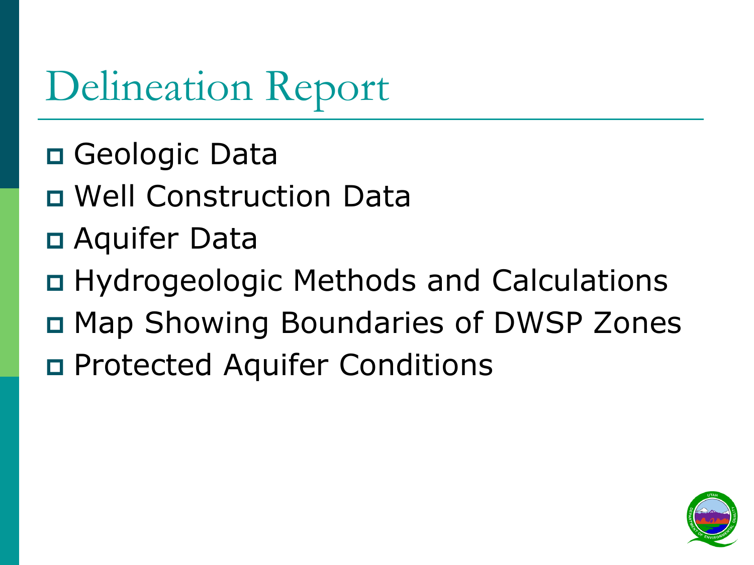# Delineation Report

- Geologic Data
- Well Construction Data
- Aquifer Data
- Hydrogeologic Methods and Calculations
- Map Showing Boundaries of DWSP Zones
- Protected Aquifer Conditions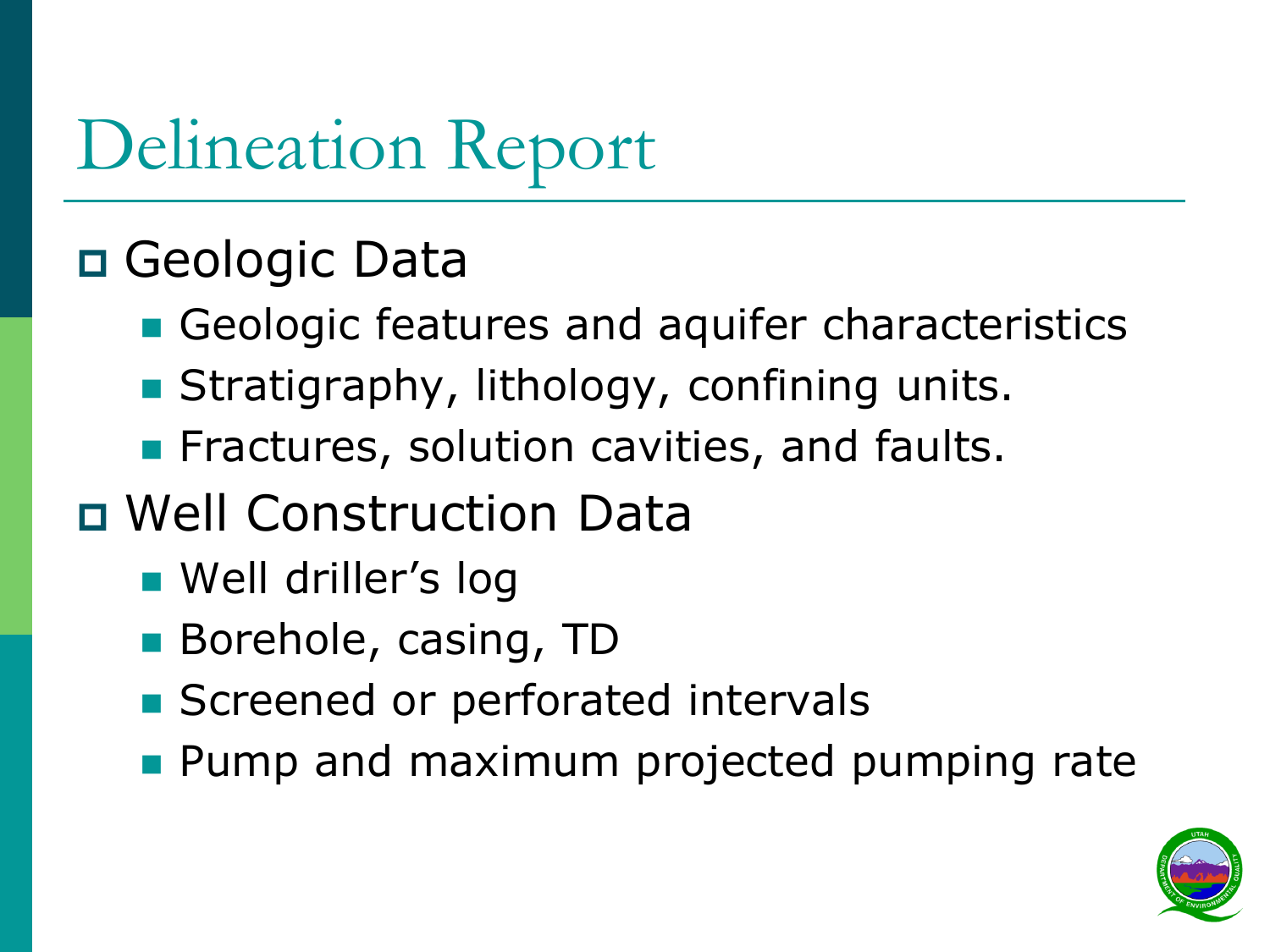# Delineation Report

- Geologic Data
  - Geologic features and aquifer characteristics
  - Stratigraphy, lithology, confining units.
  - Fractures, solution cavities, and faults.
- Well Construction Data
  - Well driller's log
  - Borehole, casing, TD
  - Screened or perforated intervals
  - Pump and maximum projected pumping rate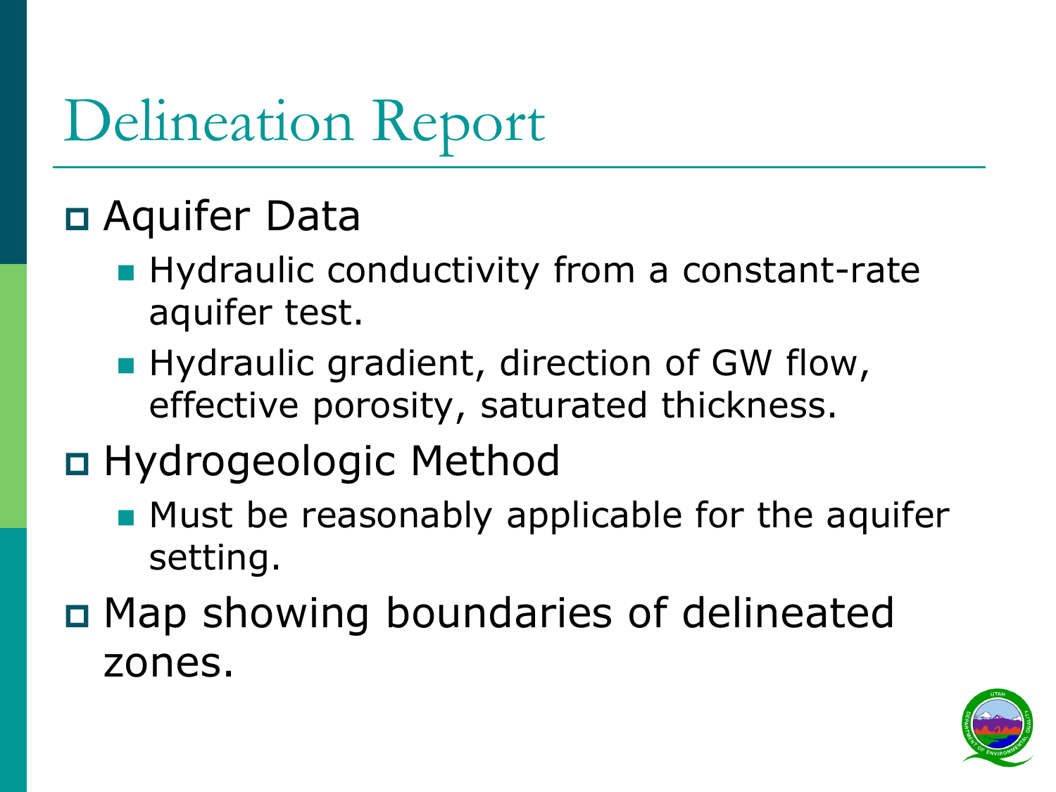# Delineation Report

- Aquifer Data
  - Hydraulic conductivity from a constant-rate aquifer test.
  - Hydraulic gradient, direction of GW flow, effective porosity, saturated thickness.
- Hydrogeologic Method
  - Must be reasonably applicable for the aquifer setting.
- Map showing boundaries of delineated zones.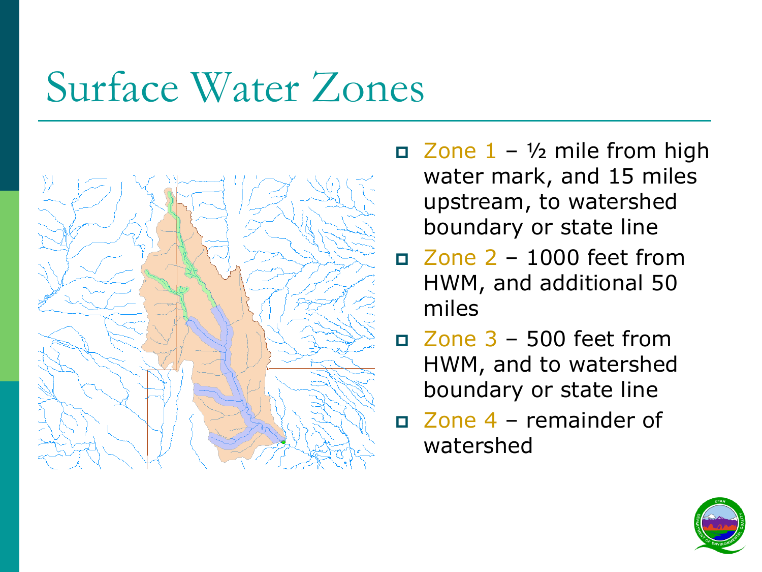# Surface Water Zones

- Zone 1 – ½ mile from high water mark, and 15 miles upstream, to watershed boundary or state line
- Zone 2 – 1000 feet from HWM, and additional 50 miles
- Zone 3 – 500 feet from HWM, and to watershed boundary or state line
- Zone 4 – remainder of watershed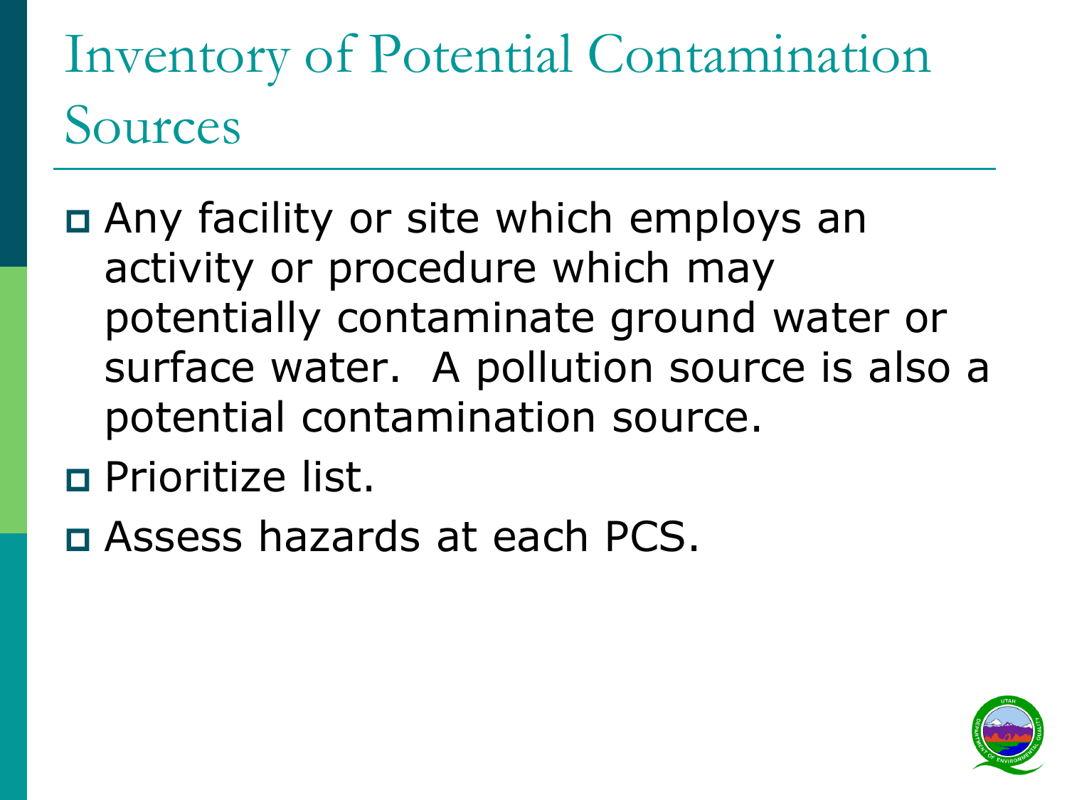# Inventory of Potential Contamination Sources

- Any facility or site which employs an activity or procedure which may potentially contaminate ground water or surface water. A pollution source is also a potential contamination source.
- Prioritize list.
- Assess hazards at each PCS.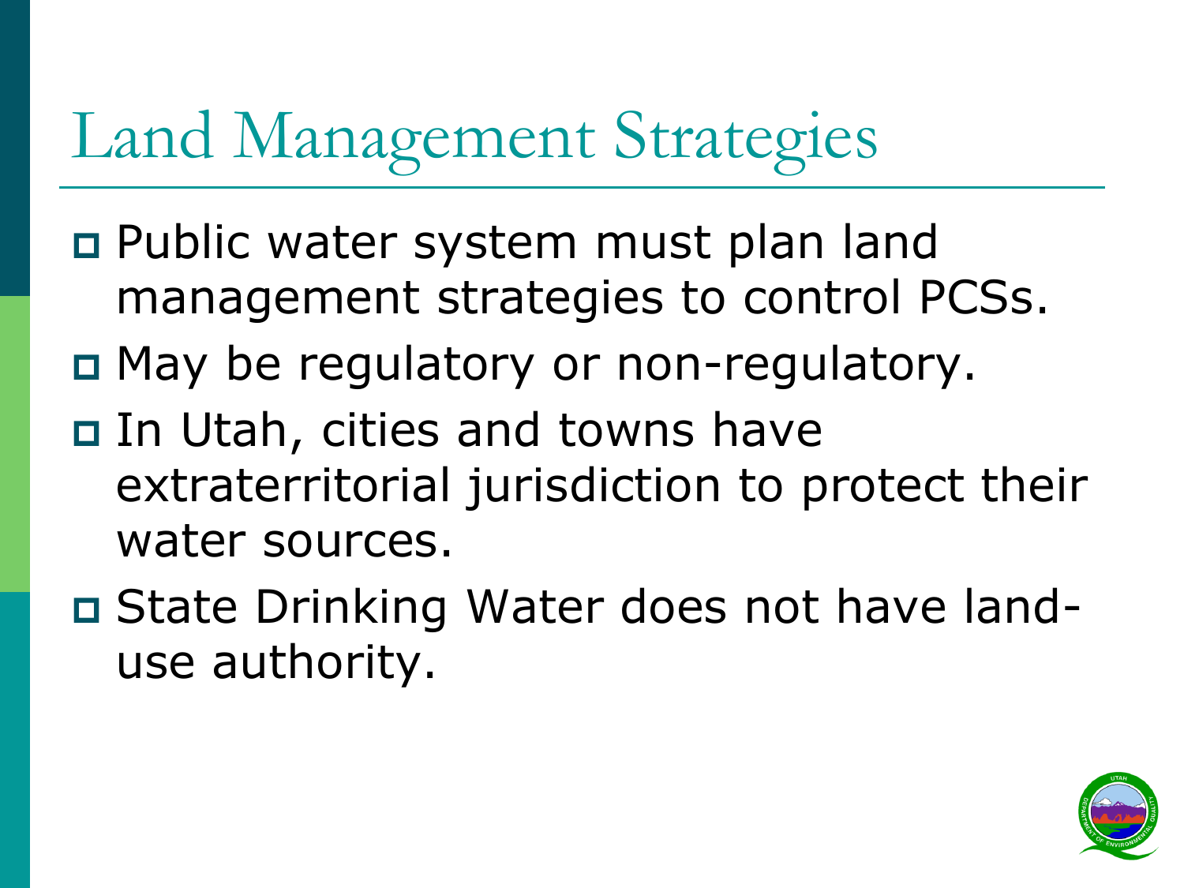# Land Management Strategies

- Public water system must plan land management strategies to control PCSs.
- May be regulatory or non-regulatory.
- In Utah, cities and towns have extraterritorial jurisdiction to protect their water sources.
- State Drinking Water does not have land-use authority.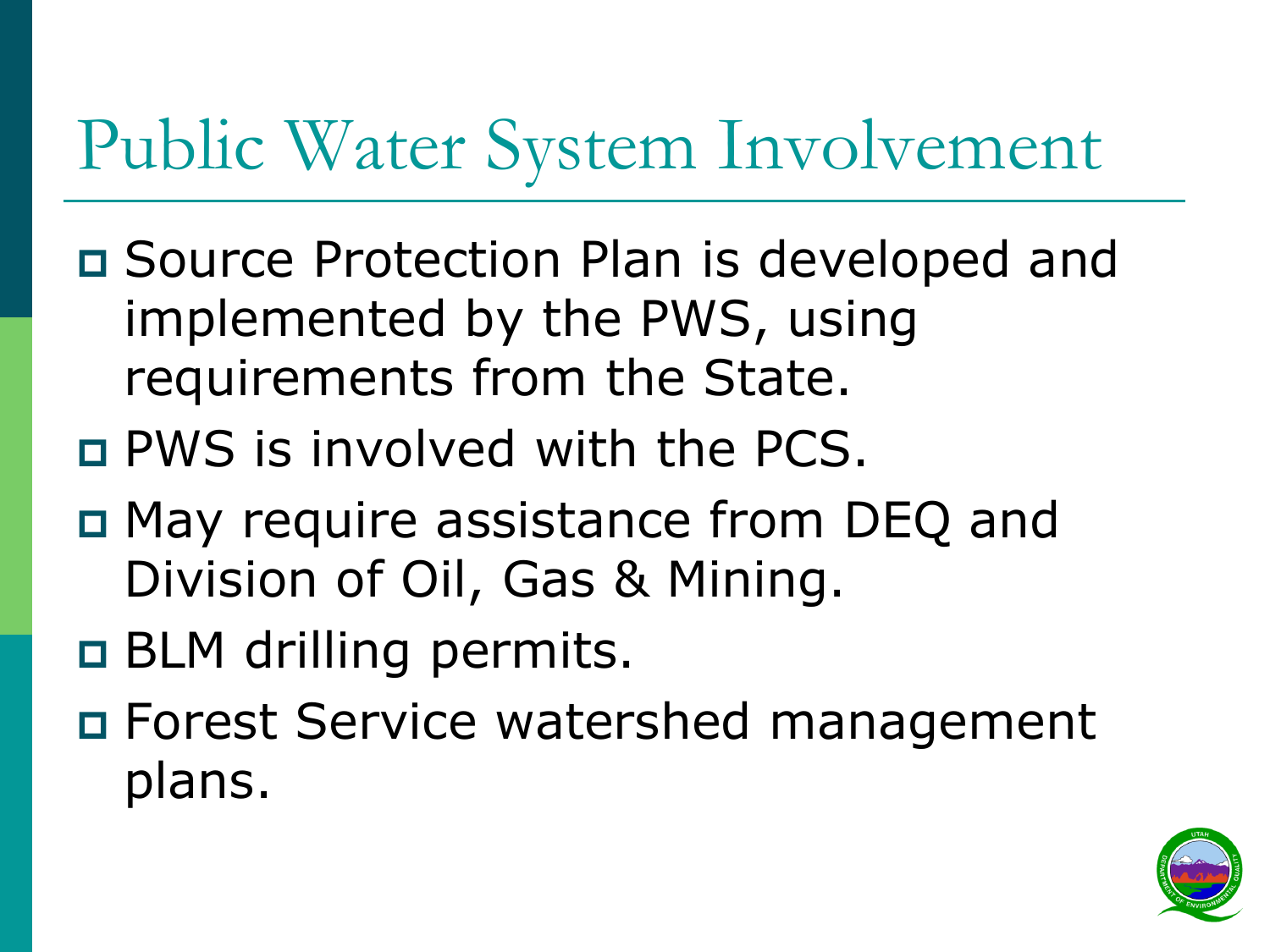# Public Water System Involvement

- Source Protection Plan is developed and implemented by the PWS, using requirements from the State.
- PWS is involved with the PCS.
- May require assistance from DEQ and Division of Oil, Gas & Mining.
- BLM drilling permits.
- Forest Service watershed management plans.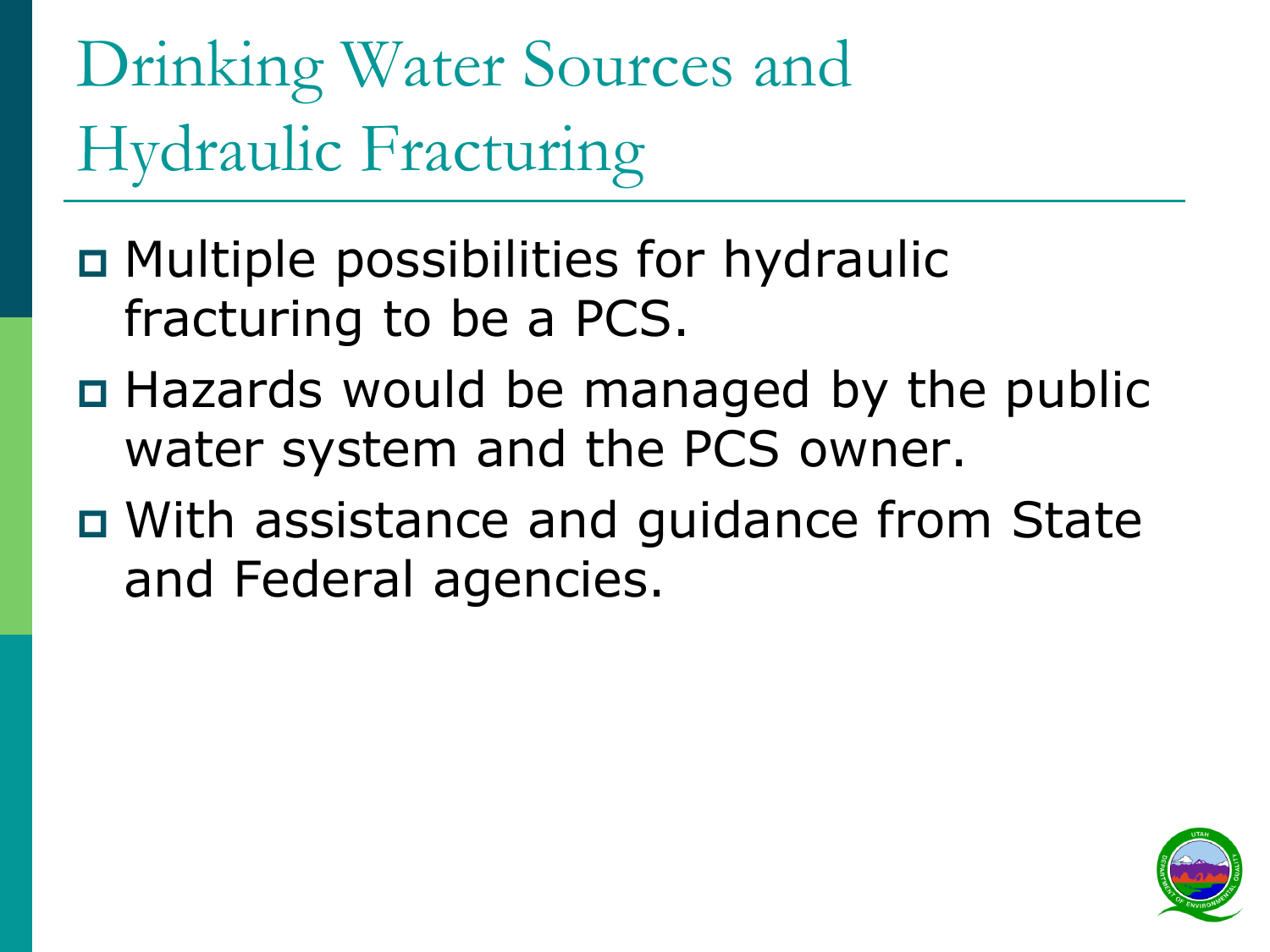# Drinking Water Sources and Hydraulic Fracturing

- Multiple possibilities for hydraulic fracturing to be a PCS.
- Hazards would be managed by the public water system and the PCS owner.
- With assistance and guidance from State and Federal agencies.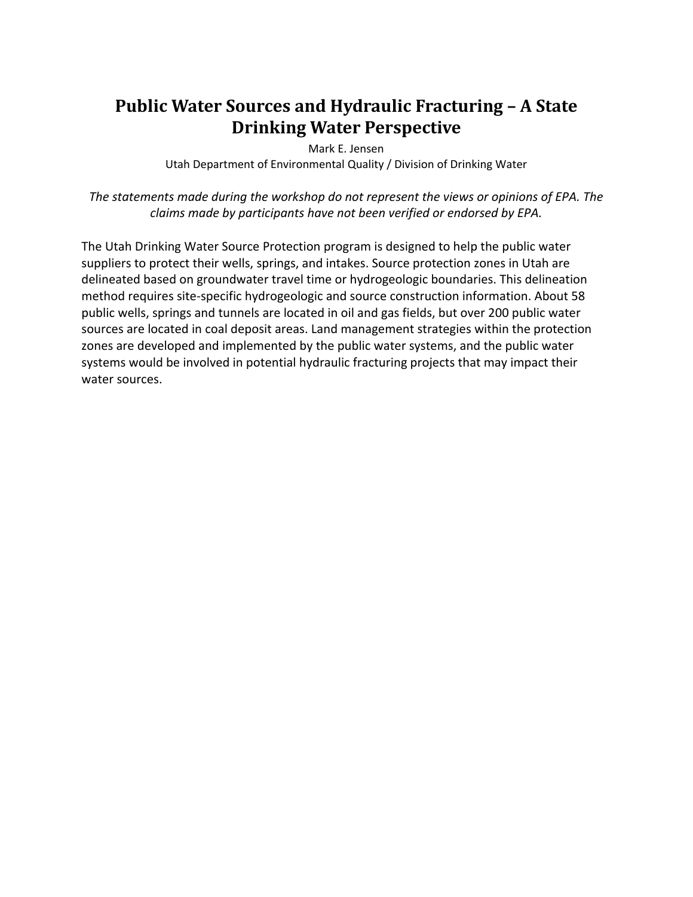# Public Water Sources and Hydraulic Fracturing – A State Drinking Water Perspective

Mark E. Jensen

Utah Department of Environmental Quality / Division of Drinking Water

*The statements made during the workshop do not represent the views or opinions of EPA. The claims made by participants have not been verified or endorsed by EPA.*

The Utah Drinking Water Source Protection program is designed to help the public water suppliers to protect their wells, springs, and intakes. Source protection zones in Utah are delineated based on groundwater travel time or hydrogeologic boundaries. This delineation method requires site-specific hydrogeologic and source construction information. About 58 public wells, springs and tunnels are located in oil and gas fields, but over 200 public water sources are located in coal deposit areas. Land management strategies within the protection zones are developed and implemented by the public water systems, and the public water systems would be involved in potential hydraulic fracturing projects that may impact their water sources.